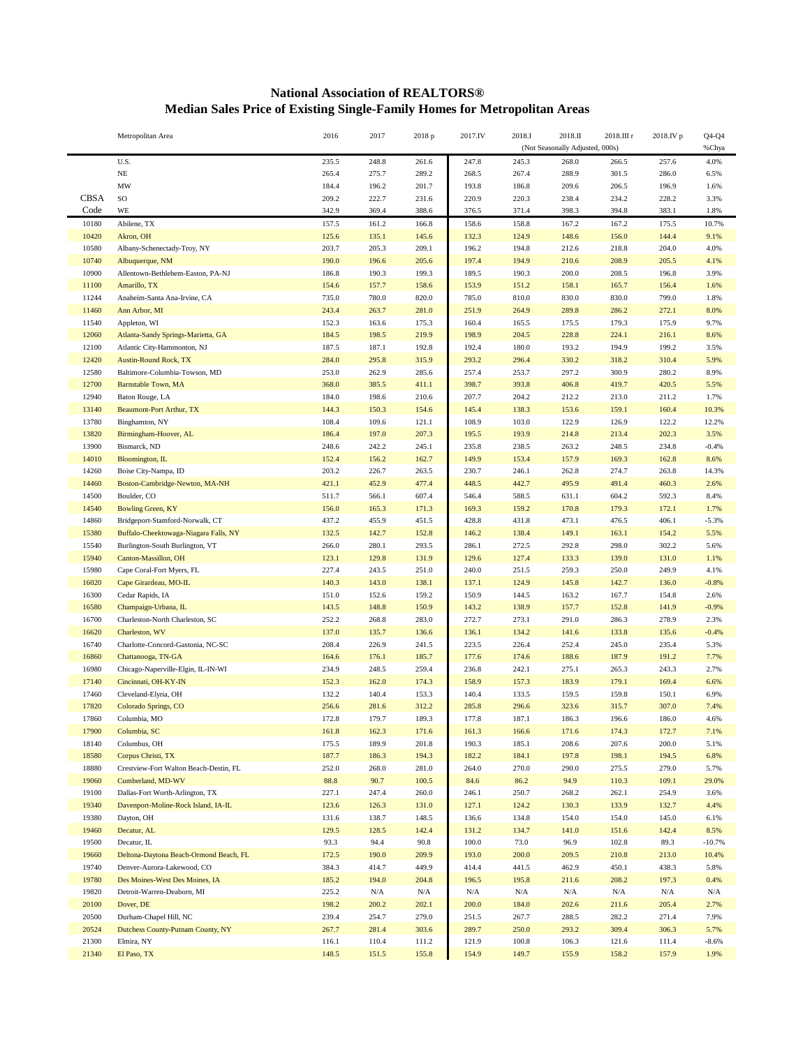# National Association of REALTORS®

## Median Sales Price of Existing Single-Family Homes for Metropolitan Areas

| CBSA Code | Metropolitan Area | 2016 | 2017 | 2018 p | 2017.IV | 2018.I | 2018.II | 2018.III r | 2018.IV p | Q4-Q4 %Chya |
|---|---|---|---|---|---|---|---|---|---|---|
| | | | | | | (Not Seasonally Adjusted, 000s) | | | | |
| | U.S. | 235.5 | 248.8 | 261.6 | 247.8 | 245.3 | 268.0 | 266.5 | 257.6 | 4.0% |
| | NE | 265.4 | 275.7 | 289.2 | 268.5 | 267.4 | 288.9 | 301.5 | 286.0 | 6.5% |
| | MW | 184.4 | 196.2 | 201.7 | 193.8 | 186.8 | 209.6 | 206.5 | 196.9 | 1.6% |
| | SO | 209.2 | 222.7 | 231.6 | 220.9 | 220.3 | 238.4 | 234.2 | 228.2 | 3.3% |
| | WE | 342.9 | 369.4 | 388.6 | 376.5 | 371.4 | 398.3 | 394.8 | 383.1 | 1.8% |
| 10180 | Abilene, TX | 157.5 | 161.2 | 166.8 | 158.6 | 158.8 | 167.2 | 167.2 | 175.5 | 10.7% |
| 10420 | Akron, OH | 125.6 | 135.1 | 145.6 | 132.3 | 124.9 | 148.6 | 156.0 | 144.4 | 9.1% |
| 10580 | Albany-Schenectady-Troy, NY | 203.7 | 205.3 | 209.1 | 196.2 | 194.8 | 212.6 | 218.8 | 204.0 | 4.0% |
| 10740 | Albuquerque, NM | 190.0 | 196.6 | 205.6 | 197.4 | 194.9 | 210.6 | 208.9 | 205.5 | 4.1% |
| 10900 | Allentown-Bethlehem-Easton, PA-NJ | 186.8 | 190.3 | 199.3 | 189.5 | 190.3 | 200.0 | 208.5 | 196.8 | 3.9% |
| 11100 | Amarillo, TX | 154.6 | 157.7 | 158.6 | 153.9 | 151.2 | 158.1 | 165.7 | 156.4 | 1.6% |
| 11244 | Anaheim-Santa Ana-Irvine, CA | 735.0 | 780.0 | 820.0 | 785.0 | 810.0 | 830.0 | 830.0 | 799.0 | 1.8% |
| 11460 | Ann Arbor, MI | 243.4 | 263.7 | 281.0 | 251.9 | 264.9 | 289.8 | 286.2 | 272.1 | 8.0% |
| 11540 | Appleton, WI | 152.3 | 163.6 | 175.3 | 160.4 | 165.5 | 175.5 | 179.3 | 175.9 | 9.7% |
| 12060 | Atlanta-Sandy Springs-Marietta, GA | 184.5 | 198.5 | 219.9 | 198.9 | 204.5 | 228.8 | 224.1 | 216.1 | 8.6% |
| 12100 | Atlantic City-Hammonton, NJ | 187.5 | 187.1 | 192.8 | 192.4 | 180.0 | 193.2 | 194.9 | 199.2 | 3.5% |
| 12420 | Austin-Round Rock, TX | 284.0 | 295.8 | 315.9 | 293.2 | 296.4 | 330.2 | 318.2 | 310.4 | 5.9% |
| 12580 | Baltimore-Columbia-Towson, MD | 253.0 | 262.9 | 285.6 | 257.4 | 253.7 | 297.2 | 300.9 | 280.2 | 8.9% |
| 12700 | Barnstable Town, MA | 368.0 | 385.5 | 411.1 | 398.7 | 393.8 | 406.8 | 419.7 | 420.5 | 5.5% |
| 12940 | Baton Rouge, LA | 184.0 | 198.6 | 210.6 | 207.7 | 204.2 | 212.2 | 213.0 | 211.2 | 1.7% |
| 13140 | Beaumont-Port Arthur, TX | 144.3 | 150.3 | 154.6 | 145.4 | 138.3 | 153.6 | 159.1 | 160.4 | 10.3% |
| 13780 | Binghamton, NY | 108.4 | 109.6 | 121.1 | 108.9 | 103.0 | 122.9 | 126.9 | 122.2 | 12.2% |
| 13820 | Birmingham-Hoover, AL | 186.4 | 197.0 | 207.3 | 195.5 | 193.9 | 214.8 | 213.4 | 202.3 | 3.5% |
| 13900 | Bismarck, ND | 248.6 | 242.2 | 245.1 | 235.8 | 238.5 | 263.2 | 248.5 | 234.8 | -0.4% |
| 14010 | Bloomington, IL | 152.4 | 156.2 | 162.7 | 149.9 | 153.4 | 157.9 | 169.3 | 162.8 | 8.6% |
| 14260 | Boise City-Nampa, ID | 203.2 | 226.7 | 263.5 | 230.7 | 246.1 | 262.8 | 274.7 | 263.8 | 14.3% |
| 14460 | Boston-Cambridge-Newton, MA-NH | 421.1 | 452.9 | 477.4 | 448.5 | 442.7 | 495.9 | 491.4 | 460.3 | 2.6% |
| 14500 | Boulder, CO | 511.7 | 566.1 | 607.4 | 546.4 | 588.5 | 631.1 | 604.2 | 592.3 | 8.4% |
| 14540 | Bowling Green, KY | 156.0 | 165.3 | 171.3 | 169.3 | 159.2 | 170.8 | 179.3 | 172.1 | 1.7% |
| 14860 | Bridgeport-Stamford-Norwalk, CT | 437.2 | 455.9 | 451.5 | 428.8 | 431.8 | 473.1 | 476.5 | 406.1 | -5.3% |
| 15380 | Buffalo-Cheektowaga-Niagara Falls, NY | 132.5 | 142.7 | 152.8 | 146.2 | 138.4 | 149.1 | 163.1 | 154.2 | 5.5% |
| 15540 | Burlington-South Burlington, VT | 266.0 | 280.1 | 293.5 | 286.1 | 272.5 | 292.8 | 298.0 | 302.2 | 5.6% |
| 15940 | Canton-Massillon, OH | 123.1 | 129.8 | 131.9 | 129.6 | 127.4 | 133.3 | 139.0 | 131.0 | 1.1% |
| 15980 | Cape Coral-Fort Myers, FL | 227.4 | 243.5 | 251.0 | 240.0 | 251.5 | 259.3 | 250.0 | 249.9 | 4.1% |
| 16020 | Cape Girardeau, MO-IL | 140.3 | 143.0 | 138.1 | 137.1 | 124.9 | 145.8 | 142.7 | 136.0 | -0.8% |
| 16300 | Cedar Rapids, IA | 151.0 | 152.6 | 159.2 | 150.9 | 144.5 | 163.2 | 167.7 | 154.8 | 2.6% |
| 16580 | Champaign-Urbana, IL | 143.5 | 148.8 | 150.9 | 143.2 | 138.9 | 157.7 | 152.8 | 141.9 | -0.9% |
| 16700 | Charleston-North Charleston, SC | 252.2 | 268.8 | 283.0 | 272.7 | 273.1 | 291.0 | 286.3 | 278.9 | 2.3% |
| 16620 | Charleston, WV | 137.0 | 135.7 | 136.6 | 136.1 | 134.2 | 141.6 | 133.8 | 135.6 | -0.4% |
| 16740 | Charlotte-Concord-Gastonia, NC-SC | 208.4 | 226.9 | 241.5 | 223.5 | 226.4 | 252.4 | 245.0 | 235.4 | 5.3% |
| 16860 | Chattanooga, TN-GA | 164.6 | 176.1 | 185.7 | 177.6 | 174.6 | 188.6 | 187.9 | 191.2 | 7.7% |
| 16980 | Chicago-Naperville-Elgin, IL-IN-WI | 234.9 | 248.5 | 259.4 | 236.8 | 242.1 | 275.1 | 265.3 | 243.3 | 2.7% |
| 17140 | Cincinnati, OH-KY-IN | 152.3 | 162.0 | 174.3 | 158.9 | 157.3 | 183.9 | 179.1 | 169.4 | 6.6% |
| 17460 | Cleveland-Elyria, OH | 132.2 | 140.4 | 153.3 | 140.4 | 133.5 | 159.5 | 159.8 | 150.1 | 6.9% |
| 17820 | Colorado Springs, CO | 256.6 | 281.6 | 312.2 | 285.8 | 296.6 | 323.6 | 315.7 | 307.0 | 7.4% |
| 17860 | Columbia, MO | 172.8 | 179.7 | 189.3 | 177.8 | 187.1 | 186.3 | 196.6 | 186.0 | 4.6% |
| 17900 | Columbia, SC | 161.8 | 162.3 | 171.6 | 161.3 | 166.6 | 171.6 | 174.3 | 172.7 | 7.1% |
| 18140 | Columbus, OH | 175.5 | 189.9 | 201.8 | 190.3 | 185.1 | 208.6 | 207.6 | 200.0 | 5.1% |
| 18580 | Corpus Christi, TX | 187.7 | 186.3 | 194.3 | 182.2 | 184.1 | 197.8 | 198.1 | 194.5 | 6.8% |
| 18880 | Crestview-Fort Walton Beach-Destin, FL | 252.0 | 268.0 | 281.0 | 264.0 | 270.0 | 290.0 | 275.5 | 279.0 | 5.7% |
| 19060 | Cumberland, MD-WV | 88.8 | 90.7 | 100.5 | 84.6 | 86.2 | 94.9 | 110.3 | 109.1 | 29.0% |
| 19100 | Dallas-Fort Worth-Arlington, TX | 227.1 | 247.4 | 260.0 | 246.1 | 250.7 | 268.2 | 262.1 | 254.9 | 3.6% |
| 19340 | Davenport-Moline-Rock Island, IA-IL | 123.6 | 126.3 | 131.0 | 127.1 | 124.2 | 130.3 | 133.9 | 132.7 | 4.4% |
| 19380 | Dayton, OH | 131.6 | 138.7 | 148.5 | 136.6 | 134.8 | 154.0 | 154.0 | 145.0 | 6.1% |
| 19460 | Decatur, AL | 129.5 | 128.5 | 142.4 | 131.2 | 134.7 | 141.0 | 151.6 | 142.4 | 8.5% |
| 19500 | Decatur, IL | 93.3 | 94.4 | 90.8 | 100.0 | 73.0 | 96.9 | 102.8 | 89.3 | -10.7% |
| 19660 | Deltona-Daytona Beach-Ormond Beach, FL | 172.5 | 190.0 | 209.9 | 193.0 | 200.0 | 209.5 | 210.8 | 213.0 | 10.4% |
| 19740 | Denver-Aurora-Lakewood, CO | 384.3 | 414.7 | 449.9 | 414.4 | 441.5 | 462.9 | 450.1 | 438.3 | 5.8% |
| 19780 | Des Moines-West Des Moines, IA | 185.2 | 194.0 | 204.8 | 196.5 | 195.8 | 211.6 | 208.2 | 197.3 | 0.4% |
| 19820 | Detroit-Warren-Dearborn, MI | 225.2 | N/A | N/A | N/A | N/A | N/A | N/A | N/A | N/A |
| 20100 | Dover, DE | 198.2 | 200.2 | 202.1 | 200.0 | 184.0 | 202.6 | 211.6 | 205.4 | 2.7% |
| 20500 | Durham-Chapel Hill, NC | 239.4 | 254.7 | 279.0 | 251.5 | 267.7 | 288.5 | 282.2 | 271.4 | 7.9% |
| 20524 | Dutchess County-Putnam County, NY | 267.7 | 281.4 | 303.6 | 289.7 | 250.0 | 293.2 | 309.4 | 306.3 | 5.7% |
| 21300 | Elmira, NY | 116.1 | 110.4 | 111.2 | 121.9 | 100.8 | 106.3 | 121.6 | 111.4 | -8.6% |
| 21340 | El Paso, TX | 148.5 | 151.5 | 155.8 | 154.9 | 149.7 | 155.9 | 158.2 | 157.9 | 1.9% |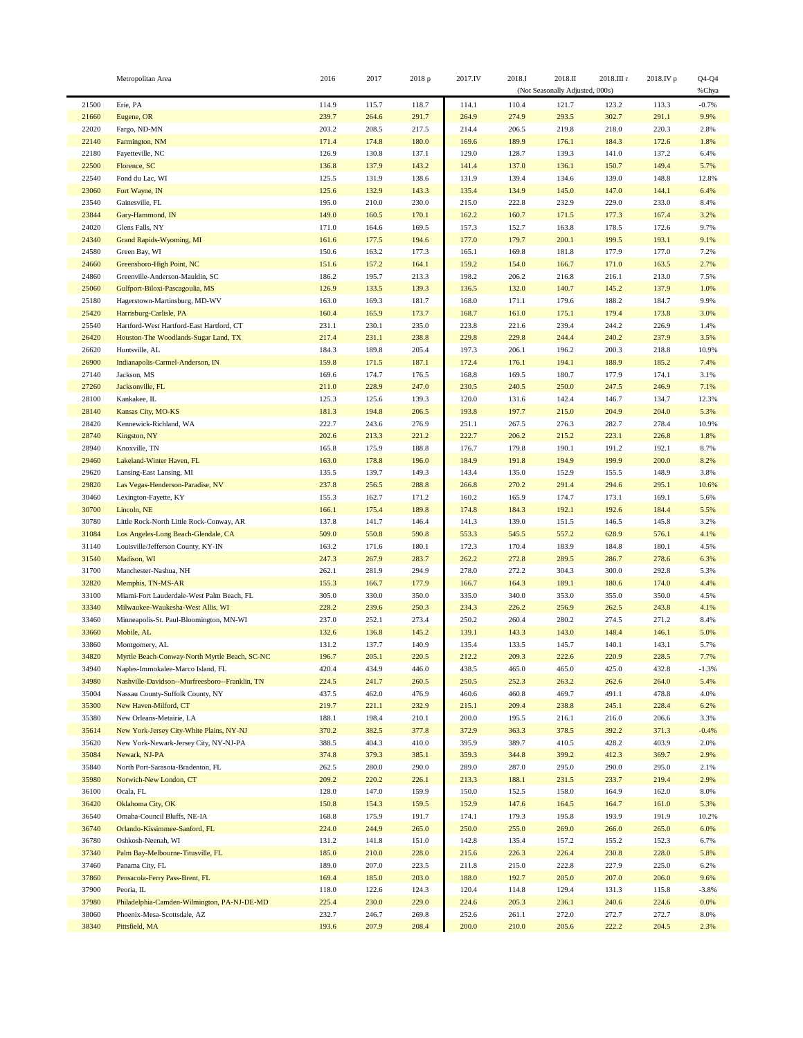| | Metropolitan Area | 2016 | 2017 | 2018 p | 2017.IV | 2018.I | 2018.II | 2018.III r | 2018.IV p | Q4-Q4 |
|---|---|---|---|---|---|---|---|---|---|---|
| | | | | | | (Not Seasonally Adjusted, 000s) | | | | %Chya |
| 21500 | Erie, PA | 114.9 | 115.7 | 118.7 | 114.1 | 110.4 | 121.7 | 123.2 | 113.3 | -0.7% |
| 21660 | Eugene, OR | 239.7 | 264.6 | 291.7 | 264.9 | 274.9 | 293.5 | 302.7 | 291.1 | 9.9% |
| 22020 | Fargo, ND-MN | 203.2 | 208.5 | 217.5 | 214.4 | 206.5 | 219.8 | 218.0 | 220.3 | 2.8% |
| 22140 | Farmington, NM | 171.4 | 174.8 | 180.0 | 169.6 | 189.9 | 176.1 | 184.3 | 172.6 | 1.8% |
| 22180 | Fayetteville, NC | 126.9 | 130.8 | 137.1 | 129.0 | 128.7 | 139.3 | 141.0 | 137.2 | 6.4% |
| 22500 | Florence, SC | 136.8 | 137.9 | 143.2 | 141.4 | 137.0 | 136.1 | 150.7 | 149.4 | 5.7% |
| 22540 | Fond du Lac, WI | 125.5 | 131.9 | 138.6 | 131.9 | 139.4 | 134.6 | 139.0 | 148.8 | 12.8% |
| 23060 | Fort Wayne, IN | 125.6 | 132.9 | 143.3 | 135.4 | 134.9 | 145.0 | 147.0 | 144.1 | 6.4% |
| 23540 | Gainesville, FL | 195.0 | 210.0 | 230.0 | 215.0 | 222.8 | 232.9 | 229.0 | 233.0 | 8.4% |
| 23844 | Gary-Hammond, IN | 149.0 | 160.5 | 170.1 | 162.2 | 160.7 | 171.5 | 177.3 | 167.4 | 3.2% |
| 24020 | Glens Falls, NY | 171.0 | 164.6 | 169.5 | 157.3 | 152.7 | 163.8 | 178.5 | 172.6 | 9.7% |
| 24340 | Grand Rapids-Wyoming, MI | 161.6 | 177.5 | 194.6 | 177.0 | 179.7 | 200.1 | 199.5 | 193.1 | 9.1% |
| 24580 | Green Bay, WI | 150.6 | 163.2 | 177.3 | 165.1 | 169.8 | 181.8 | 177.9 | 177.0 | 7.2% |
| 24660 | Greensboro-High Point, NC | 151.6 | 157.2 | 164.1 | 159.2 | 154.0 | 166.7 | 171.0 | 163.5 | 2.7% |
| 24860 | Greenville-Anderson-Mauldin, SC | 186.2 | 195.7 | 213.3 | 198.2 | 206.2 | 216.8 | 216.1 | 213.0 | 7.5% |
| 25060 | Gulfport-Biloxi-Pascagoulia, MS | 126.9 | 133.5 | 139.3 | 136.5 | 132.0 | 140.7 | 145.2 | 137.9 | 1.0% |
| 25180 | Hagerstown-Martinsburg, MD-WV | 163.0 | 169.3 | 181.7 | 168.0 | 171.1 | 179.6 | 188.2 | 184.7 | 9.9% |
| 25420 | Harrisburg-Carlisle, PA | 160.4 | 165.9 | 173.7 | 168.7 | 161.0 | 175.1 | 179.4 | 173.8 | 3.0% |
| 25540 | Hartford-West Hartford-East Hartford, CT | 231.1 | 230.1 | 235.0 | 223.8 | 221.6 | 239.4 | 244.2 | 226.9 | 1.4% |
| 26420 | Houston-The Woodlands-Sugar Land, TX | 217.4 | 231.1 | 238.8 | 229.8 | 229.8 | 244.4 | 240.2 | 237.9 | 3.5% |
| 26620 | Huntsville, AL | 184.3 | 189.8 | 205.4 | 197.3 | 206.1 | 196.2 | 200.3 | 218.8 | 10.9% |
| 26900 | Indianapolis-Carmel-Anderson, IN | 159.8 | 171.5 | 187.1 | 172.4 | 176.1 | 194.1 | 188.9 | 185.2 | 7.4% |
| 27140 | Jackson, MS | 169.6 | 174.7 | 176.5 | 168.8 | 169.5 | 180.7 | 177.9 | 174.1 | 3.1% |
| 27260 | Jacksonville, FL | 211.0 | 228.9 | 247.0 | 230.5 | 240.5 | 250.0 | 247.5 | 246.9 | 7.1% |
| 28100 | Kankakee, IL | 125.3 | 125.6 | 139.3 | 120.0 | 131.6 | 142.4 | 146.7 | 134.7 | 12.3% |
| 28140 | Kansas City, MO-KS | 181.3 | 194.8 | 206.5 | 193.8 | 197.7 | 215.0 | 204.9 | 204.0 | 5.3% |
| 28420 | Kennewick-Richland, WA | 222.7 | 243.6 | 276.9 | 251.1 | 267.5 | 276.3 | 282.7 | 278.4 | 10.9% |
| 28740 | Kingston, NY | 202.6 | 213.3 | 221.2 | 222.7 | 206.2 | 215.2 | 223.1 | 226.8 | 1.8% |
| 28940 | Knoxville, TN | 165.8 | 175.9 | 188.8 | 176.7 | 179.8 | 190.1 | 191.2 | 192.1 | 8.7% |
| 29460 | Lakeland-Winter Haven, FL | 163.0 | 178.8 | 196.0 | 184.9 | 191.8 | 194.9 | 199.9 | 200.0 | 8.2% |
| 29620 | Lansing-East Lansing, MI | 135.5 | 139.7 | 149.3 | 143.4 | 135.0 | 152.9 | 155.5 | 148.9 | 3.8% |
| 29820 | Las Vegas-Henderson-Paradise, NV | 237.8 | 256.5 | 288.8 | 266.8 | 270.2 | 291.4 | 294.6 | 295.1 | 10.6% |
| 30460 | Lexington-Fayette, KY | 155.3 | 162.7 | 171.2 | 160.2 | 165.9 | 174.7 | 173.1 | 169.1 | 5.6% |
| 30700 | Lincoln, NE | 166.1 | 175.4 | 189.8 | 174.8 | 184.3 | 192.1 | 192.6 | 184.4 | 5.5% |
| 30780 | Little Rock-North Little Rock-Conway, AR | 137.8 | 141.7 | 146.4 | 141.3 | 139.0 | 151.5 | 146.5 | 145.8 | 3.2% |
| 31084 | Los Angeles-Long Beach-Glendale, CA | 509.0 | 550.8 | 590.8 | 553.3 | 545.5 | 557.2 | 628.9 | 576.1 | 4.1% |
| 31140 | Louisville/Jefferson County, KY-IN | 163.2 | 171.6 | 180.1 | 172.3 | 170.4 | 183.9 | 184.8 | 180.1 | 4.5% |
| 31540 | Madison, WI | 247.3 | 267.9 | 283.7 | 262.2 | 272.8 | 289.5 | 286.7 | 278.6 | 6.3% |
| 31700 | Manchester-Nashua, NH | 262.1 | 281.9 | 294.9 | 278.0 | 272.2 | 304.3 | 300.0 | 292.8 | 5.3% |
| 32820 | Memphis, TN-MS-AR | 155.3 | 166.7 | 177.9 | 166.7 | 164.3 | 189.1 | 180.6 | 174.0 | 4.4% |
| 33100 | Miami-Fort Lauderdale-West Palm Beach, FL | 305.0 | 330.0 | 350.0 | 335.0 | 340.0 | 353.0 | 355.0 | 350.0 | 4.5% |
| 33340 | Milwaukee-Waukesha-West Allis, WI | 228.2 | 239.6 | 250.3 | 234.3 | 226.2 | 256.9 | 262.5 | 243.8 | 4.1% |
| 33460 | Minneapolis-St. Paul-Bloomington, MN-WI | 237.0 | 252.1 | 273.4 | 250.2 | 260.4 | 280.2 | 274.5 | 271.2 | 8.4% |
| 33660 | Mobile, AL | 132.6 | 136.8 | 145.2 | 139.1 | 143.3 | 143.0 | 148.4 | 146.1 | 5.0% |
| 33860 | Montgomery, AL | 131.2 | 137.7 | 140.9 | 135.4 | 133.5 | 145.7 | 140.1 | 143.1 | 5.7% |
| 34820 | Myrtle Beach-Conway-North Myrtle Beach, SC-NC | 196.7 | 205.1 | 220.5 | 212.2 | 209.3 | 222.6 | 220.9 | 228.5 | 7.7% |
| 34940 | Naples-Immokalee-Marco Island, FL | 420.4 | 434.9 | 446.0 | 438.5 | 465.0 | 465.0 | 425.0 | 432.8 | -1.3% |
| 34980 | Nashville-Davidson--Murfreesboro--Franklin, TN | 224.5 | 241.7 | 260.5 | 250.5 | 252.3 | 263.2 | 262.6 | 264.0 | 5.4% |
| 35004 | Nassau County-Suffolk County, NY | 437.5 | 462.0 | 476.9 | 460.6 | 460.8 | 469.7 | 491.1 | 478.8 | 4.0% |
| 35300 | New Haven-Milford, CT | 219.7 | 221.1 | 232.9 | 215.1 | 209.4 | 238.8 | 245.1 | 228.4 | 6.2% |
| 35380 | New Orleans-Metairie, LA | 188.1 | 198.4 | 210.1 | 200.0 | 195.5 | 216.1 | 216.0 | 206.6 | 3.3% |
| 35614 | New York-Jersey City-White Plains, NY-NJ | 370.2 | 382.5 | 377.8 | 372.9 | 363.3 | 378.5 | 392.2 | 371.3 | -0.4% |
| 35620 | New York-Newark-Jersey City, NY-NJ-PA | 388.5 | 404.3 | 410.0 | 395.9 | 389.7 | 410.5 | 428.2 | 403.9 | 2.0% |
| 35084 | Newark, NJ-PA | 374.8 | 379.3 | 385.1 | 359.3 | 344.8 | 399.2 | 412.3 | 369.7 | 2.9% |
| 35840 | North Port-Sarasota-Bradenton, FL | 262.5 | 280.0 | 290.0 | 289.0 | 287.0 | 295.0 | 290.0 | 295.0 | 2.1% |
| 35980 | Norwich-New London, CT | 209.2 | 220.2 | 226.1 | 213.3 | 188.1 | 231.5 | 233.7 | 219.4 | 2.9% |
| 36100 | Ocala, FL | 128.0 | 147.0 | 159.9 | 150.0 | 152.5 | 158.0 | 164.9 | 162.0 | 8.0% |
| 36420 | Oklahoma City, OK | 150.8 | 154.3 | 159.5 | 152.9 | 147.6 | 164.5 | 164.7 | 161.0 | 5.3% |
| 36540 | Omaha-Council Bluffs, NE-IA | 168.8 | 175.9 | 191.7 | 174.1 | 179.3 | 195.8 | 193.9 | 191.9 | 10.2% |
| 36740 | Orlando-Kissimmee-Sanford, FL | 224.0 | 244.9 | 265.0 | 250.0 | 255.0 | 269.0 | 266.0 | 265.0 | 6.0% |
| 36780 | Oshkosh-Neenah, WI | 131.2 | 141.8 | 151.0 | 142.8 | 135.4 | 157.2 | 155.2 | 152.3 | 6.7% |
| 37340 | Palm Bay-Melbourne-Titusville, FL | 185.0 | 210.0 | 228.0 | 215.6 | 226.3 | 226.4 | 230.8 | 228.0 | 5.8% |
| 37460 | Panama City, FL | 189.0 | 207.0 | 223.5 | 211.8 | 215.0 | 222.8 | 227.9 | 225.0 | 6.2% |
| 37860 | Pensacola-Ferry Pass-Brent, FL | 169.4 | 185.0 | 203.0 | 188.0 | 192.7 | 205.0 | 207.0 | 206.0 | 9.6% |
| 37900 | Peoria, IL | 118.0 | 122.6 | 124.3 | 120.4 | 114.8 | 129.4 | 131.3 | 115.8 | -3.8% |
| 37980 | Philadelphia-Camden-Wilmington, PA-NJ-DE-MD | 225.4 | 230.0 | 229.0 | 224.6 | 205.3 | 236.1 | 240.6 | 224.6 | 0.0% |
| 38060 | Phoenix-Mesa-Scottsdale, AZ | 232.7 | 246.7 | 269.8 | 252.6 | 261.1 | 272.0 | 272.7 | 272.7 | 8.0% |
| 38340 | Pittsfield, MA | 193.6 | 207.9 | 208.4 | 200.0 | 210.0 | 205.6 | 222.2 | 204.5 | 2.3% |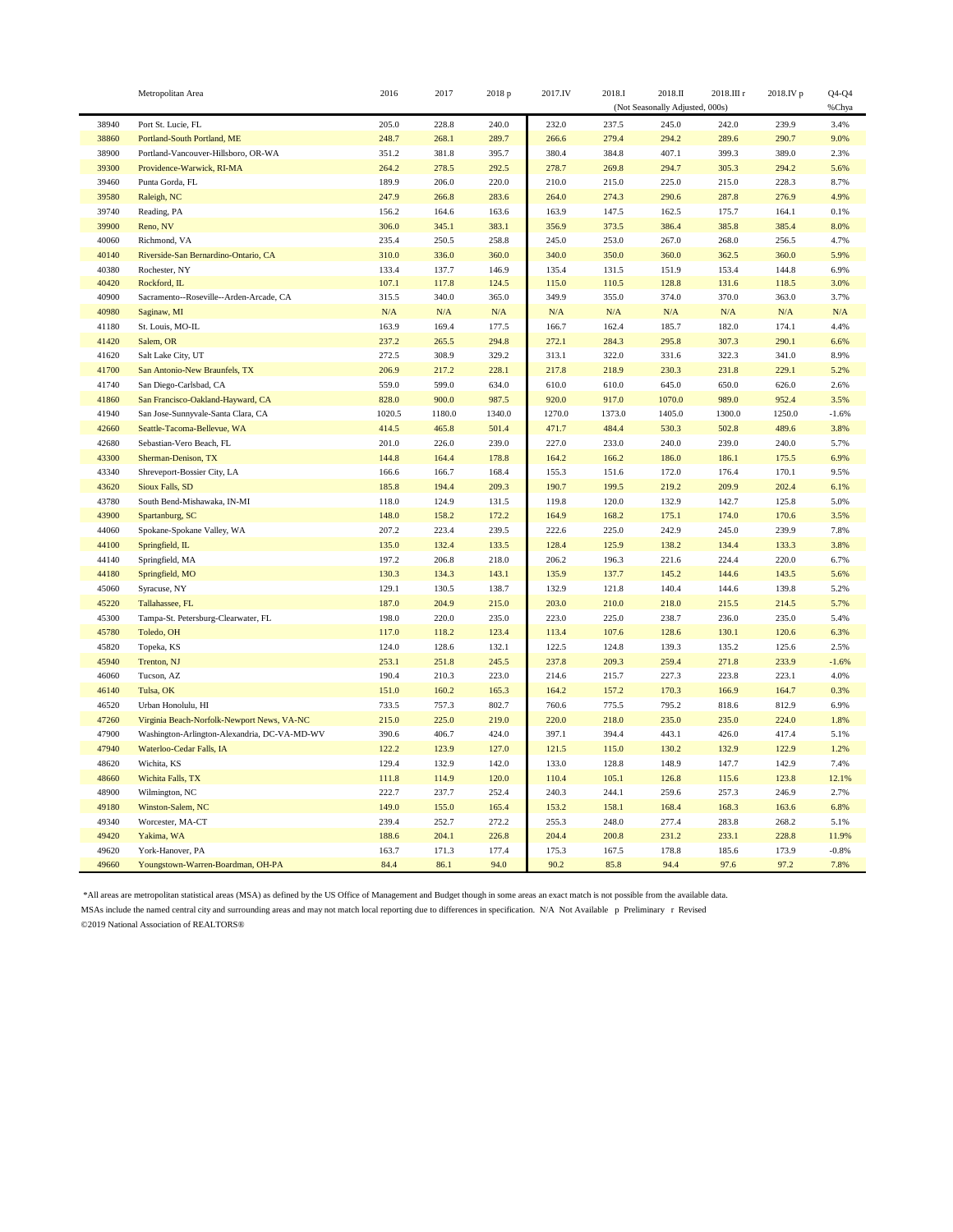| | Metropolitan Area | 2016 | 2017 | 2018 p | 2017.IV | 2018.I | 2018.II | 2018.III r | 2018.IV p | Q4-Q4 |
|---|---|---|---|---|---|---|---|---|---|---|
| | | | | | | | (Not Seasonally Adjusted, 000s) | | | %Chya |
| 38940 | Port St. Lucie, FL | 205.0 | 228.8 | 240.0 | 232.0 | 237.5 | 245.0 | 242.0 | 239.9 | 3.4% |
| 38860 | Portland-South Portland, ME | 248.7 | 268.1 | 289.7 | 266.6 | 279.4 | 294.2 | 289.6 | 290.7 | 9.0% |
| 38900 | Portland-Vancouver-Hillsboro, OR-WA | 351.2 | 381.8 | 395.7 | 380.4 | 384.8 | 407.1 | 399.3 | 389.0 | 2.3% |
| 39300 | Providence-Warwick, RI-MA | 264.2 | 278.5 | 292.5 | 278.7 | 269.8 | 294.7 | 305.3 | 294.2 | 5.6% |
| 39460 | Punta Gorda, FL | 189.9 | 206.0 | 220.0 | 210.0 | 215.0 | 225.0 | 215.0 | 228.3 | 8.7% |
| 39580 | Raleigh, NC | 247.9 | 266.8 | 283.6 | 264.0 | 274.3 | 290.6 | 287.8 | 276.9 | 4.9% |
| 39740 | Reading, PA | 156.2 | 164.6 | 163.6 | 163.9 | 147.5 | 162.5 | 175.7 | 164.1 | 0.1% |
| 39900 | Reno, NV | 306.0 | 345.1 | 383.1 | 356.9 | 373.5 | 386.4 | 385.8 | 385.4 | 8.0% |
| 40060 | Richmond, VA | 235.4 | 250.5 | 258.8 | 245.0 | 253.0 | 267.0 | 268.0 | 256.5 | 4.7% |
| 40140 | Riverside-San Bernardino-Ontario, CA | 310.0 | 336.0 | 360.0 | 340.0 | 350.0 | 360.0 | 362.5 | 360.0 | 5.9% |
| 40380 | Rochester, NY | 133.4 | 137.7 | 146.9 | 135.4 | 131.5 | 151.9 | 153.4 | 144.8 | 6.9% |
| 40420 | Rockford, IL | 107.1 | 117.8 | 124.5 | 115.0 | 110.5 | 128.8 | 131.6 | 118.5 | 3.0% |
| 40900 | Sacramento--Roseville--Arden-Arcade, CA | 315.5 | 340.0 | 365.0 | 349.9 | 355.0 | 374.0 | 370.0 | 363.0 | 3.7% |
| 40980 | Saginaw, MI | N/A | N/A | N/A | N/A | N/A | N/A | N/A | N/A | N/A |
| 41180 | St. Louis, MO-IL | 163.9 | 169.4 | 177.5 | 166.7 | 162.4 | 185.7 | 182.0 | 174.1 | 4.4% |
| 41420 | Salem, OR | 237.2 | 265.5 | 294.8 | 272.1 | 284.3 | 295.8 | 307.3 | 290.1 | 6.6% |
| 41620 | Salt Lake City, UT | 272.5 | 308.9 | 329.2 | 313.1 | 322.0 | 331.6 | 322.3 | 341.0 | 8.9% |
| 41700 | San Antonio-New Braunfels, TX | 206.9 | 217.2 | 228.1 | 217.8 | 218.9 | 230.3 | 231.8 | 229.1 | 5.2% |
| 41740 | San Diego-Carlsbad, CA | 559.0 | 599.0 | 634.0 | 610.0 | 610.0 | 645.0 | 650.0 | 626.0 | 2.6% |
| 41860 | San Francisco-Oakland-Hayward, CA | 828.0 | 900.0 | 987.5 | 920.0 | 917.0 | 1070.0 | 989.0 | 952.4 | 3.5% |
| 41940 | San Jose-Sunnyvale-Santa Clara, CA | 1020.5 | 1180.0 | 1340.0 | 1270.0 | 1373.0 | 1405.0 | 1300.0 | 1250.0 | -1.6% |
| 42660 | Seattle-Tacoma-Bellevue, WA | 414.5 | 465.8 | 501.4 | 471.7 | 484.4 | 530.3 | 502.8 | 489.6 | 3.8% |
| 42680 | Sebastian-Vero Beach, FL | 201.0 | 226.0 | 239.0 | 227.0 | 233.0 | 240.0 | 239.0 | 240.0 | 5.7% |
| 43300 | Sherman-Denison, TX | 144.8 | 164.4 | 178.8 | 164.2 | 166.2 | 186.0 | 186.1 | 175.5 | 6.9% |
| 43340 | Shreveport-Bossier City, LA | 166.6 | 166.7 | 168.4 | 155.3 | 151.6 | 172.0 | 176.4 | 170.1 | 9.5% |
| 43620 | Sioux Falls, SD | 185.8 | 194.4 | 209.3 | 190.7 | 199.5 | 219.2 | 209.9 | 202.4 | 6.1% |
| 43780 | South Bend-Mishawaka, IN-MI | 118.0 | 124.9 | 131.5 | 119.8 | 120.0 | 132.9 | 142.7 | 125.8 | 5.0% |
| 43900 | Spartanburg, SC | 148.0 | 158.2 | 172.2 | 164.9 | 168.2 | 175.1 | 174.0 | 170.6 | 3.5% |
| 44060 | Spokane-Spokane Valley, WA | 207.2 | 223.4 | 239.5 | 222.6 | 225.0 | 242.9 | 245.0 | 239.9 | 7.8% |
| 44100 | Springfield, IL | 135.0 | 132.4 | 133.5 | 128.4 | 125.9 | 138.2 | 134.4 | 133.3 | 3.8% |
| 44140 | Springfield, MA | 197.2 | 206.8 | 218.0 | 206.2 | 196.3 | 221.6 | 224.4 | 220.0 | 6.7% |
| 44180 | Springfield, MO | 130.3 | 134.3 | 143.1 | 135.9 | 137.7 | 145.2 | 144.6 | 143.5 | 5.6% |
| 45060 | Syracuse, NY | 129.1 | 130.5 | 138.7 | 132.9 | 121.8 | 140.4 | 144.6 | 139.8 | 5.2% |
| 45220 | Tallahassee, FL | 187.0 | 204.9 | 215.0 | 203.0 | 210.0 | 218.0 | 215.5 | 214.5 | 5.7% |
| 45300 | Tampa-St. Petersburg-Clearwater, FL | 198.0 | 220.0 | 235.0 | 223.0 | 225.0 | 238.7 | 236.0 | 235.0 | 5.4% |
| 45780 | Toledo, OH | 117.0 | 118.2 | 123.4 | 113.4 | 107.6 | 128.6 | 130.1 | 120.6 | 6.3% |
| 45820 | Topeka, KS | 124.0 | 128.6 | 132.1 | 122.5 | 124.8 | 139.3 | 135.2 | 125.6 | 2.5% |
| 45940 | Trenton, NJ | 253.1 | 251.8 | 245.5 | 237.8 | 209.3 | 259.4 | 271.8 | 233.9 | -1.6% |
| 46060 | Tucson, AZ | 190.4 | 210.3 | 223.0 | 214.6 | 215.7 | 227.3 | 223.8 | 223.1 | 4.0% |
| 46140 | Tulsa, OK | 151.0 | 160.2 | 165.3 | 164.2 | 157.2 | 170.3 | 166.9 | 164.7 | 0.3% |
| 46520 | Urban Honolulu, HI | 733.5 | 757.3 | 802.7 | 760.6 | 775.5 | 795.2 | 818.6 | 812.9 | 6.9% |
| 47260 | Virginia Beach-Norfolk-Newport News, VA-NC | 215.0 | 225.0 | 219.0 | 220.0 | 218.0 | 235.0 | 235.0 | 224.0 | 1.8% |
| 47900 | Washington-Arlington-Alexandria, DC-VA-MD-WV | 390.6 | 406.7 | 424.0 | 397.1 | 394.4 | 443.1 | 426.0 | 417.4 | 5.1% |
| 47940 | Waterloo-Cedar Falls, IA | 122.2 | 123.9 | 127.0 | 121.5 | 115.0 | 130.2 | 132.9 | 122.9 | 1.2% |
| 48620 | Wichita, KS | 129.4 | 132.9 | 142.0 | 133.0 | 128.8 | 148.9 | 147.7 | 142.9 | 7.4% |
| 48660 | Wichita Falls, TX | 111.8 | 114.9 | 120.0 | 110.4 | 105.1 | 126.8 | 115.6 | 123.8 | 12.1% |
| 48900 | Wilmington, NC | 222.7 | 237.7 | 252.4 | 240.3 | 244.1 | 259.6 | 257.3 | 246.9 | 2.7% |
| 49180 | Winston-Salem, NC | 149.0 | 155.0 | 165.4 | 153.2 | 158.1 | 168.4 | 168.3 | 163.6 | 6.8% |
| 49340 | Worcester, MA-CT | 239.4 | 252.7 | 272.2 | 255.3 | 248.0 | 277.4 | 283.8 | 268.2 | 5.1% |
| 49420 | Yakima, WA | 188.6 | 204.1 | 226.8 | 204.4 | 200.8 | 231.2 | 233.1 | 228.8 | 11.9% |
| 49620 | York-Hanover, PA | 163.7 | 171.3 | 177.4 | 175.3 | 167.5 | 178.8 | 185.6 | 173.9 | -0.8% |
| 49660 | Youngstown-Warren-Boardman, OH-PA | 84.4 | 86.1 | 94.0 | 90.2 | 85.8 | 94.4 | 97.6 | 97.2 | 7.8% |

*All areas are metropolitan statistical areas (MSA) as defined by the US Office of Management and Budget though in some areas an exact match is not possible from the available data.

MSAs include the named central city and surrounding areas and may not match local reporting due to differences in specification. N/A Not Available p Preliminary r Revised

©2019 National Association of REALTORS®